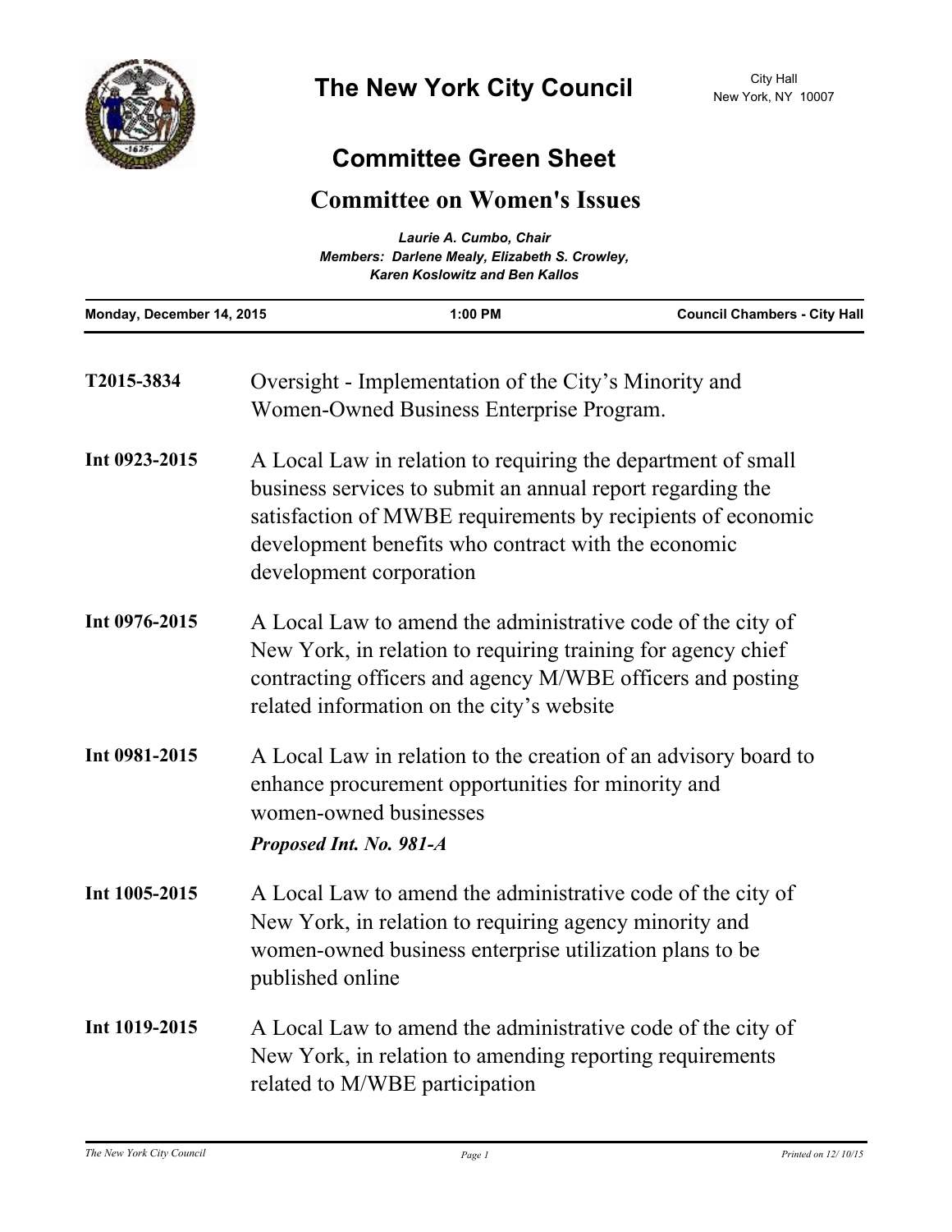# The New York City Council

City Hall
New York, NY 10007

## Committee Green Sheet

## Committee on Women's Issues

*Laurie A. Cumbo, Chair*
*Members: Darlene Mealy, Elizabeth S. Crowley, Karen Koslowitz and Ben Kallos*

| Monday, December 14, 2015 | 1:00 PM | Council Chambers - City Hall |
|---|---|---|

**T2015-3834** Oversight - Implementation of the City's Minority and Women-Owned Business Enterprise Program.

**Int 0923-2015** A Local Law in relation to requiring the department of small business services to submit an annual report regarding the satisfaction of MWBE requirements by recipients of economic development benefits who contract with the economic development corporation

**Int 0976-2015** A Local Law to amend the administrative code of the city of New York, in relation to requiring training for agency chief contracting officers and agency M/WBE officers and posting related information on the city's website

**Int 0981-2015** A Local Law in relation to the creation of an advisory board to enhance procurement opportunities for minority and women-owned businesses

***Proposed Int. No. 981-A***

**Int 1005-2015** A Local Law to amend the administrative code of the city of New York, in relation to requiring agency minority and women-owned business enterprise utilization plans to be published online

**Int 1019-2015** A Local Law to amend the administrative code of the city of New York, in relation to amending reporting requirements related to M/WBE participation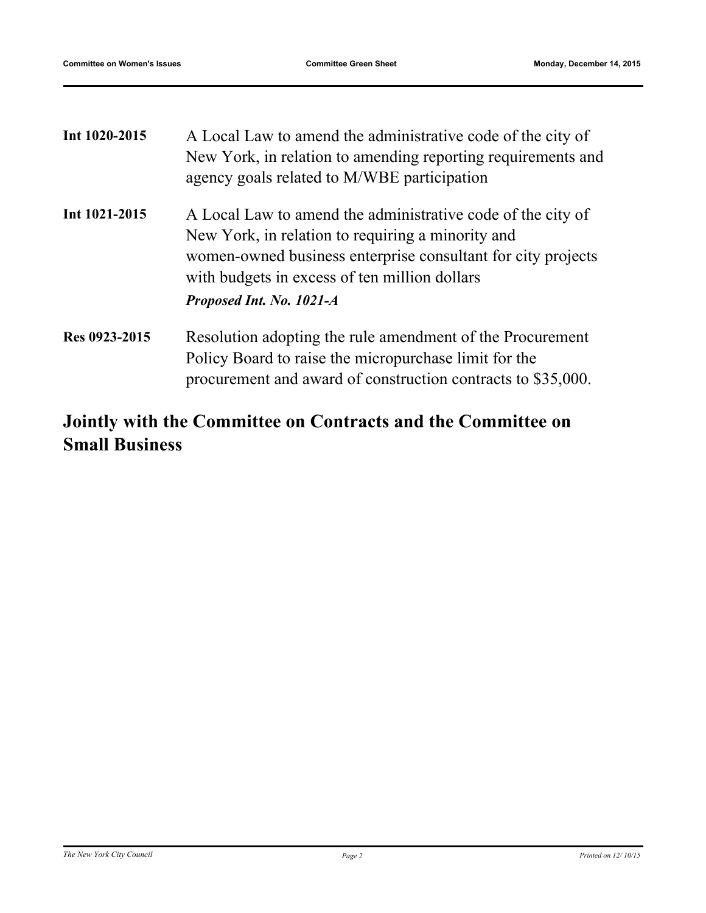**Int 1020-2015** A Local Law to amend the administrative code of the city of New York, in relation to amending reporting requirements and agency goals related to M/WBE participation

**Int 1021-2015** A Local Law to amend the administrative code of the city of New York, in relation to requiring a minority and women-owned business enterprise consultant for city projects with budgets in excess of ten million dollars

***Proposed Int. No. 1021-A***

**Res 0923-2015** Resolution adopting the rule amendment of the Procurement Policy Board to raise the micropurchase limit for the procurement and award of construction contracts to $35,000.

## Jointly with the Committee on Contracts and the Committee on Small Business